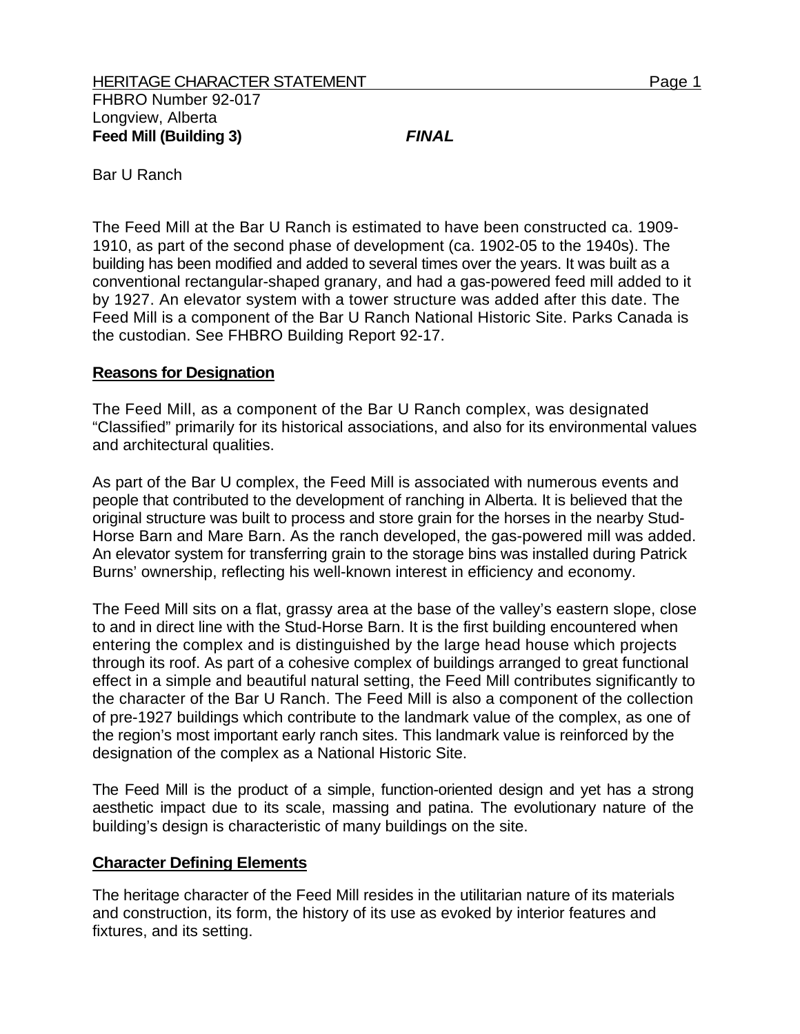FHBRO Number 92-017
Longview, Alberta
**Feed Mill (Building 3)** ***FINAL***

Bar U Ranch

The Feed Mill at the Bar U Ranch is estimated to have been constructed ca. 1909-1910, as part of the second phase of development (ca. 1902-05 to the 1940s). The building has been modified and added to several times over the years. It was built as a conventional rectangular-shaped granary, and had a gas-powered feed mill added to it by 1927. An elevator system with a tower structure was added after this date. The Feed Mill is a component of the Bar U Ranch National Historic Site. Parks Canada is the custodian. See FHBRO Building Report 92-17.

## Reasons for Designation

The Feed Mill, as a component of the Bar U Ranch complex, was designated "Classified" primarily for its historical associations, and also for its environmental values and architectural qualities.

As part of the Bar U complex, the Feed Mill is associated with numerous events and people that contributed to the development of ranching in Alberta. It is believed that the original structure was built to process and store grain for the horses in the nearby Stud-Horse Barn and Mare Barn. As the ranch developed, the gas-powered mill was added. An elevator system for transferring grain to the storage bins was installed during Patrick Burns' ownership, reflecting his well-known interest in efficiency and economy.

The Feed Mill sits on a flat, grassy area at the base of the valley's eastern slope, close to and in direct line with the Stud-Horse Barn. It is the first building encountered when entering the complex and is distinguished by the large head house which projects through its roof. As part of a cohesive complex of buildings arranged to great functional effect in a simple and beautiful natural setting, the Feed Mill contributes significantly to the character of the Bar U Ranch. The Feed Mill is also a component of the collection of pre-1927 buildings which contribute to the landmark value of the complex, as one of the region's most important early ranch sites. This landmark value is reinforced by the designation of the complex as a National Historic Site.

The Feed Mill is the product of a simple, function-oriented design and yet has a strong aesthetic impact due to its scale, massing and patina. The evolutionary nature of the building's design is characteristic of many buildings on the site.

## Character Defining Elements

The heritage character of the Feed Mill resides in the utilitarian nature of its materials and construction, its form, the history of its use as evoked by interior features and fixtures, and its setting.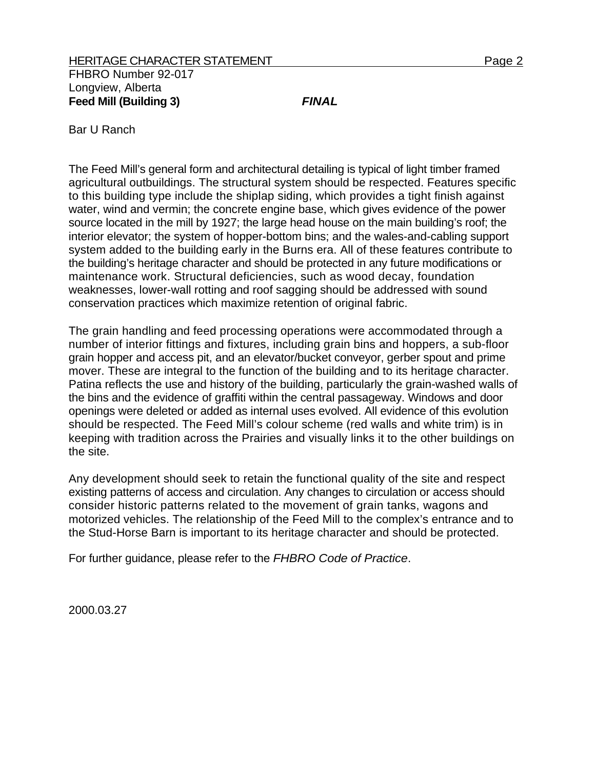Bar U Ranch

The Feed Mill's general form and architectural detailing is typical of light timber framed agricultural outbuildings. The structural system should be respected. Features specific to this building type include the shiplap siding, which provides a tight finish against water, wind and vermin; the concrete engine base, which gives evidence of the power source located in the mill by 1927; the large head house on the main building's roof; the interior elevator; the system of hopper-bottom bins; and the wales-and-cabling support system added to the building early in the Burns era. All of these features contribute to the building's heritage character and should be protected in any future modifications or maintenance work. Structural deficiencies, such as wood decay, foundation weaknesses, lower-wall rotting and roof sagging should be addressed with sound conservation practices which maximize retention of original fabric.

The grain handling and feed processing operations were accommodated through a number of interior fittings and fixtures, including grain bins and hoppers, a sub-floor grain hopper and access pit, and an elevator/bucket conveyor, gerber spout and prime mover. These are integral to the function of the building and to its heritage character. Patina reflects the use and history of the building, particularly the grain-washed walls of the bins and the evidence of graffiti within the central passageway. Windows and door openings were deleted or added as internal uses evolved. All evidence of this evolution should be respected. The Feed Mill's colour scheme (red walls and white trim) is in keeping with tradition across the Prairies and visually links it to the other buildings on the site.

Any development should seek to retain the functional quality of the site and respect existing patterns of access and circulation. Any changes to circulation or access should consider historic patterns related to the movement of grain tanks, wagons and motorized vehicles. The relationship of the Feed Mill to the complex's entrance and to the Stud-Horse Barn is important to its heritage character and should be protected.

For further guidance, please refer to the *FHBRO Code of Practice*.

2000.03.27